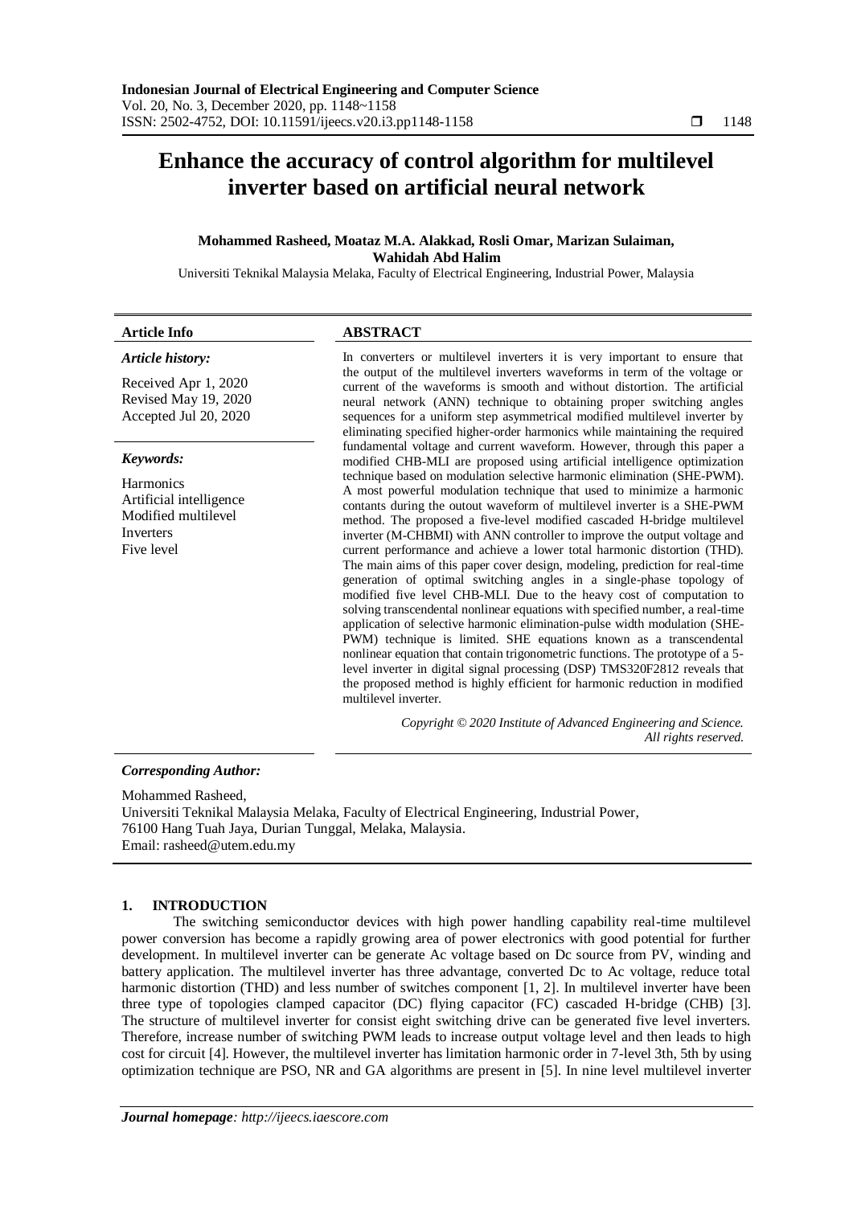# Enhance the accuracy of control algorithm for multilevel inverter based on artificial neural network

**Mohammed Rasheed, Moataz M.A. Alakkad, Rosli Omar, Marizan Sulaiman, Wahidah Abd Halim**

Universiti Teknikal Malaysia Melaka, Faculty of Electrical Engineering, Industrial Power, Malaysia

---

**Article Info**

***Article history:***

Received Apr 1, 2020
Revised May 19, 2020
Accepted Jul 20, 2020

***Keywords:***

Harmonics
Artificial intelligence
Modified multilevel
Inverters
Five level

**ABSTRACT**

In converters or multilevel inverters it is very important to ensure that the output of the multilevel inverters waveforms in term of the voltage or current of the waveforms is smooth and without distortion. The artificial neural network (ANN) technique to obtaining proper switching angles sequences for a uniform step asymmetrical modified multilevel inverter by eliminating specified higher-order harmonics while maintaining the required fundamental voltage and current waveform. However, through this paper a modified CHB-MLI are proposed using artificial intelligence optimization technique based on modulation selective harmonic elimination (SHE-PWM). A most powerful modulation technique that used to minimize a harmonic contants during the outout waveform of multilevel inverter is a SHE-PWM method. The proposed a five-level modified cascaded H-bridge multilevel inverter (M-CHBMI) with ANN controller to improve the output voltage and current performance and achieve a lower total harmonic distortion (THD). The main aims of this paper cover design, modeling, prediction for real-time generation of optimal switching angles in a single-phase topology of modified five level CHB-MLI. Due to the heavy cost of computation to solving transcendental nonlinear equations with specified number, a real-time application of selective harmonic elimination-pulse width modulation (SHE-PWM) technique is limited. SHE equations known as a transcendental nonlinear equation that contain trigonometric functions. The prototype of a 5-level inverter in digital signal processing (DSP) TMS320F2812 reveals that the proposed method is highly efficient for harmonic reduction in modified multilevel inverter.

*Copyright © 2020 Institute of Advanced Engineering and Science. All rights reserved.*

---

***Corresponding Author:***

Mohammed Rasheed,
Universiti Teknikal Malaysia Melaka, Faculty of Electrical Engineering, Industrial Power,
76100 Hang Tuah Jaya, Durian Tunggal, Melaka, Malaysia.
Email: rasheed@utem.edu.my

## 1. INTRODUCTION

The switching semiconductor devices with high power handling capability real-time multilevel power conversion has become a rapidly growing area of power electronics with good potential for further development. In multilevel inverter can be generate Ac voltage based on Dc source from PV, winding and battery application. The multilevel inverter has three advantage, converted Dc to Ac voltage, reduce total harmonic distortion (THD) and less number of switches component [1, 2]. In multilevel inverter have been three type of topologies clamped capacitor (DC) flying capacitor (FC) cascaded H-bridge (CHB) [3]. The structure of multilevel inverter for consist eight switching drive can be generated five level inverters. Therefore, increase number of switching PWM leads to increase output voltage level and then leads to high cost for circuit [4]. However, the multilevel inverter has limitation harmonic order in 7-level 3th, 5th by using optimization technique are PSO, NR and GA algorithms are present in [5]. In nine level multilevel inverter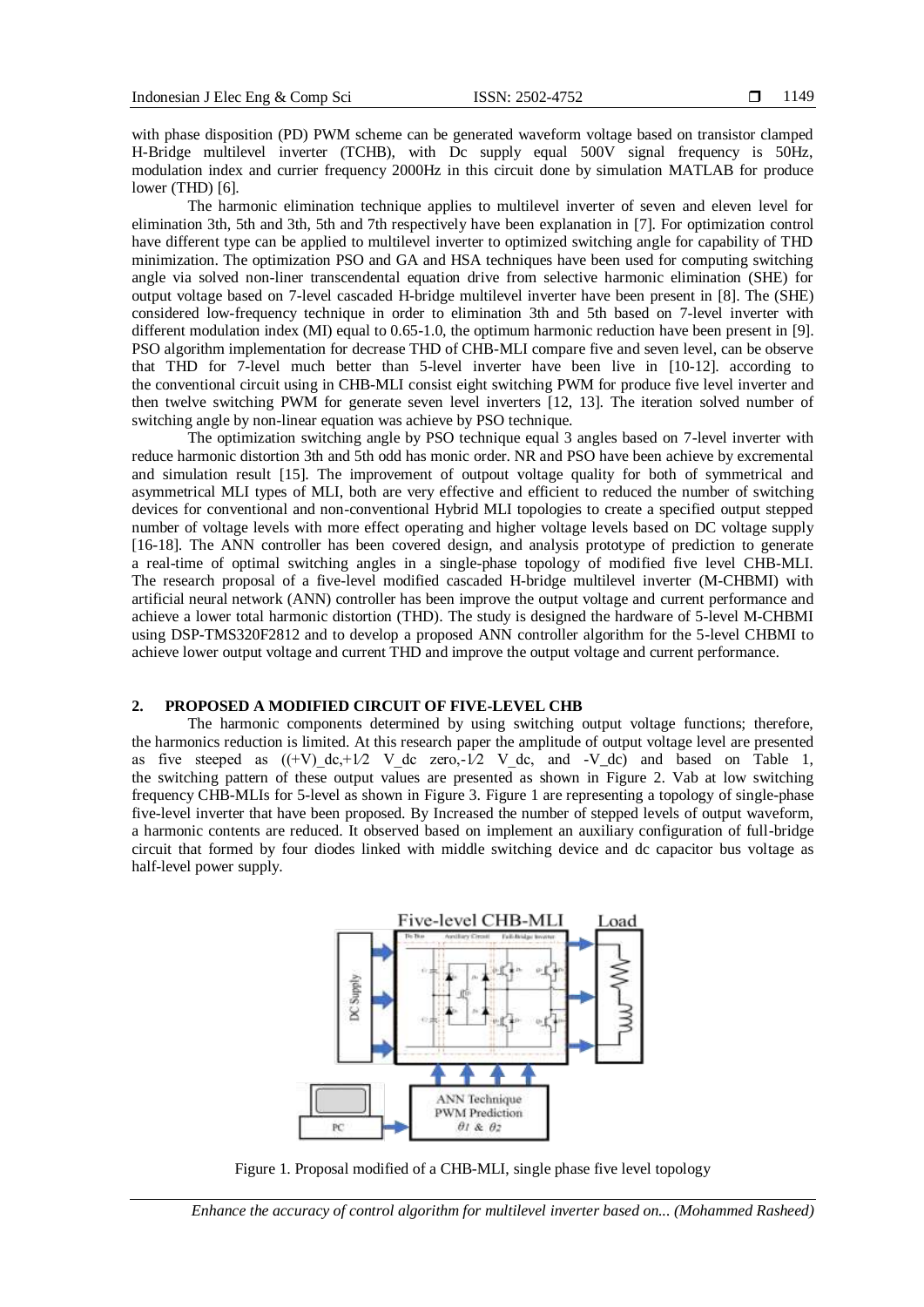with phase disposition (PD) PWM scheme can be generated waveform voltage based on transistor clamped H-Bridge multilevel inverter (TCHB), with Dc supply equal 500V signal frequency is 50Hz, modulation index and currier frequency 2000Hz in this circuit done by simulation MATLAB for produce lower (THD) [6].

The harmonic elimination technique applies to multilevel inverter of seven and eleven level for elimination 3th, 5th and 3th, 5th and 7th respectively have been explanation in [7]. For optimization control have different type can be applied to multilevel inverter to optimized switching angle for capability of THD minimization. The optimization PSO and GA and HSA techniques have been used for computing switching angle via solved non-liner transcendental equation drive from selective harmonic elimination (SHE) for output voltage based on 7-level cascaded H-bridge multilevel inverter have been present in [8]. The (SHE) considered low-frequency technique in order to elimination 3th and 5th based on 7-level inverter with different modulation index (MI) equal to 0.65-1.0, the optimum harmonic reduction have been present in [9]. PSO algorithm implementation for decrease THD of CHB-MLI compare five and seven level, can be observe that THD for 7-level much better than 5-level inverter have been live in [10-12]. according to the conventional circuit using in CHB-MLI consist eight switching PWM for produce five level inverter and then twelve switching PWM for generate seven level inverters [12, 13]. The iteration solved number of switching angle by non-linear equation was achieve by PSO technique.

The optimization switching angle by PSO technique equal 3 angles based on 7-level inverter with reduce harmonic distortion 3th and 5th odd has monic order. NR and PSO have been achieve by excremental and simulation result [15]. The improvement of outpout voltage quality for both of symmetrical and asymmetrical MLI types of MLI, both are very effective and efficient to reduced the number of switching devices for conventional and non-conventional Hybrid MLI topologies to create a specified output stepped number of voltage levels with more effect operating and higher voltage levels based on DC voltage supply [16-18]. The ANN controller has been covered design, and analysis prototype of prediction to generate a real-time of optimal switching angles in a single-phase topology of modified five level CHB-MLI. The research proposal of a five-level modified cascaded H-bridge multilevel inverter (M-CHBMI) with artificial neural network (ANN) controller has been improve the output voltage and current performance and achieve a lower total harmonic distortion (THD). The study is designed the hardware of 5-level M-CHBMI using DSP-TMS320F2812 and to develop a proposed ANN controller algorithm for the 5-level CHBMI to achieve lower output voltage and current THD and improve the output voltage and current performance.

## 2. PROPOSED A MODIFIED CIRCUIT OF FIVE-LEVEL CHB

The harmonic components determined by using switching output voltage functions; therefore, the harmonics reduction is limited. At this research paper the amplitude of output voltage level are presented as five steeped as $((+V)\_dc, +1/2\ V\_dc$ zero, $-1/2\ V\_dc$, and $-V\_dc)$ and based on Table 1, the switching pattern of these output values are presented as shown in Figure 2. Vab at low switching frequency CHB-MLIs for 5-level as shown in Figure 3. Figure 1 are representing a topology of single-phase five-level inverter that have been proposed. By Increased the number of stepped levels of output waveform, a harmonic contents are reduced. It observed based on implement an auxiliary configuration of full-bridge circuit that formed by four diodes linked with middle switching device and dc capacitor bus voltage as half-level power supply.

Figure 1. Proposal modified of a CHB-MLI, single phase five level topology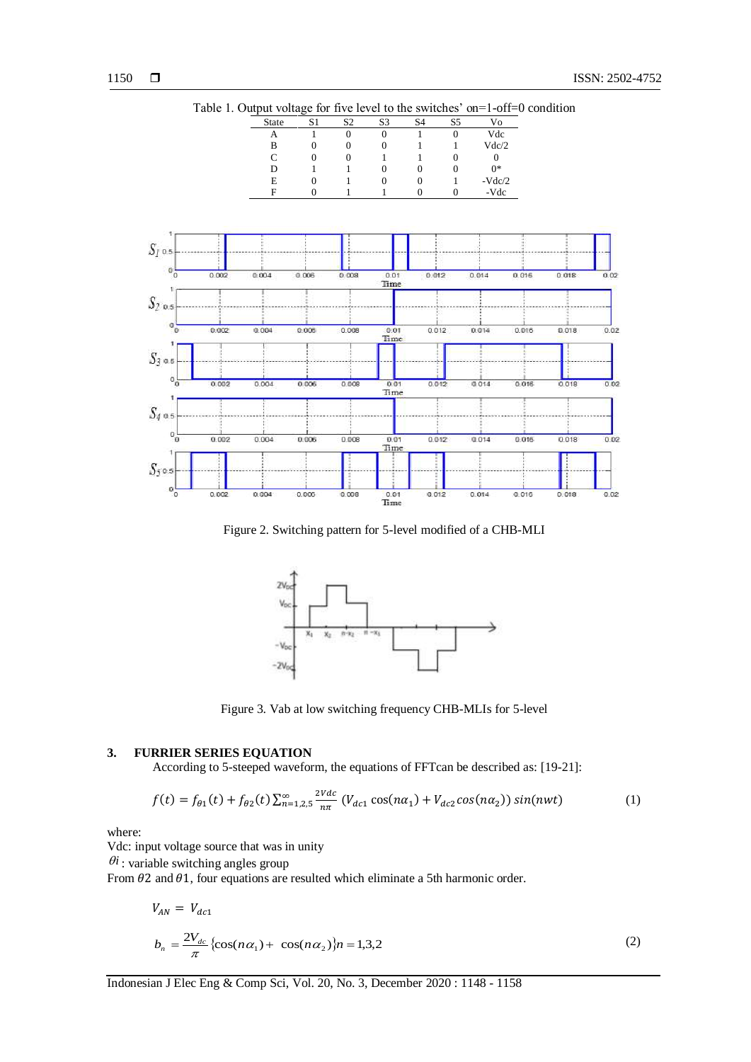Table 1. Output voltage for five level to the switches' on=1-off=0 condition

| State | S1 | S2 | S3 | S4 | S5 | Vo |
|---|---|---|---|---|---|---|
| A | 1 | 0 | 0 | 1 | 0 | Vdc |
| B | 0 | 0 | 0 | 1 | 1 | Vdc/2 |
| C | 0 | 0 | 1 | 1 | 0 | 0 |
| D | 1 | 1 | 0 | 0 | 0 | 0* |
| E | 0 | 1 | 0 | 0 | 1 | -Vdc/2 |
| F | 0 | 1 | 1 | 0 | 0 | -Vdc |

Figure 2. Switching pattern for 5-level modified of a CHB-MLI

Figure 3. Vab at low switching frequency CHB-MLIs for 5-level

## 3. FURRIER SERIES EQUATION

According to 5-steeped waveform, the equations of FFTcan be described as: [19-21]:

$$f(t) = f_{\theta 1}(t) + f_{\theta 2}(t) \sum_{n=1,2,5}^{\infty} \frac{2Vdc}{n\pi} \left(V_{dc1} \cos(n\alpha_1) + V_{dc2} cos(n\alpha_2)\right) sin(nwt) \quad (1)$$

where:

Vdc: input voltage source that was in unity

$\theta i$ : variable switching angles group

From $\theta 2$ and $\theta 1$, four equations are resulted which eliminate a 5th harmonic order.

$$V_{AN} = V_{dc1}$$

$$b_n = \frac{2V_{dc}}{\pi} \{\cos(n\alpha_1) + \cos(n\alpha_2)\} n = 1,3,2 \quad (2)$$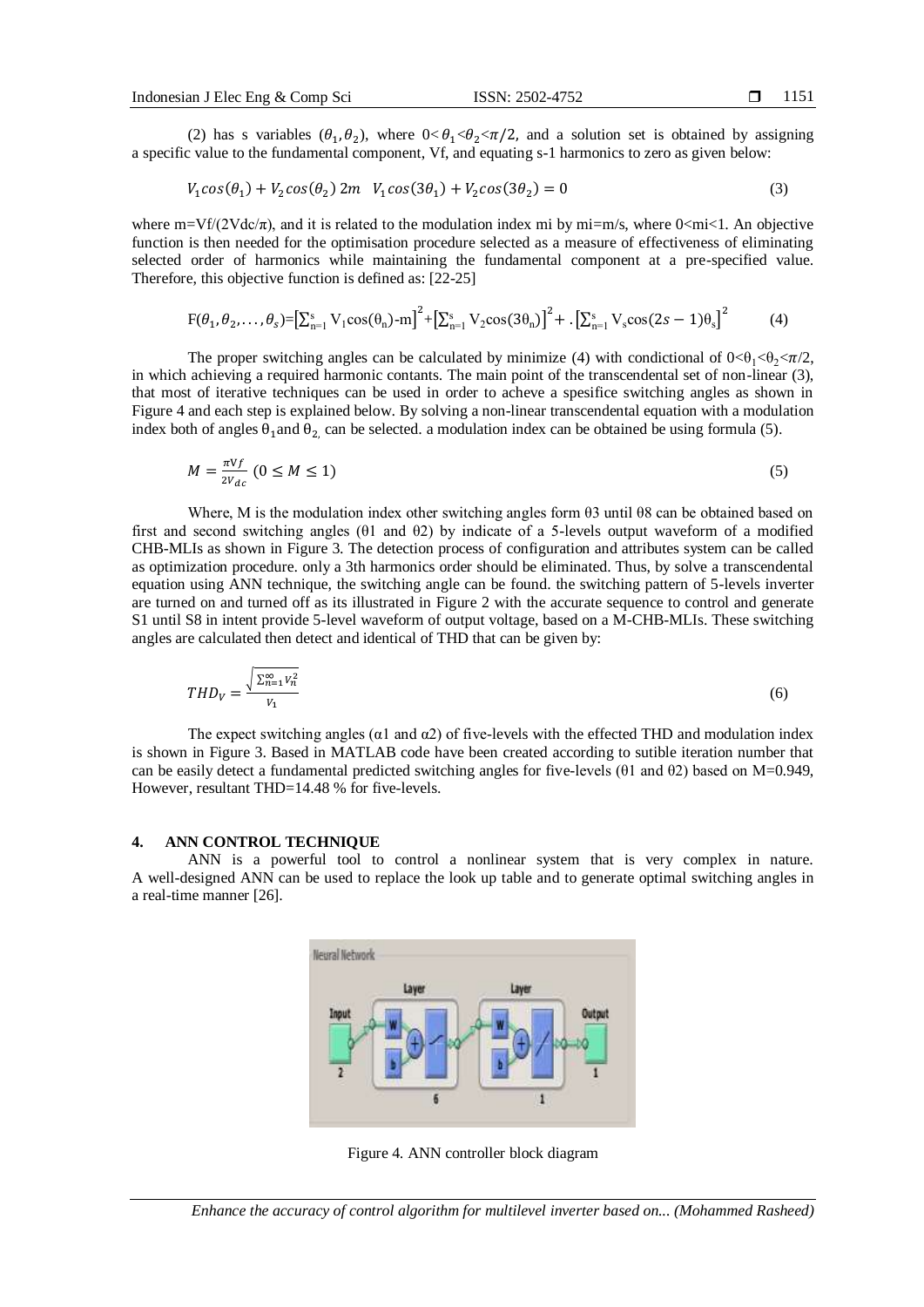(2) has s variables $(\theta_1, \theta_2)$, where $0<\theta_1<\theta_2<\pi/2$, and a solution set is obtained by assigning a specific value to the fundamental component, Vf, and equating s-1 harmonics to zero as given below:

$$V_1 cos(\theta_1) + V_2 cos(\theta_2)\ 2m \quad V_1 cos(3\theta_1) + V_2 cos(3\theta_2) = 0 \tag{3}$$

where m=Vf/(2Vdc/π), and it is related to the modulation index mi by mi=m/s, where 0<mi<1. An objective function is then needed for the optimisation procedure selected as a measure of effectiveness of eliminating selected order of harmonics while maintaining the fundamental component at a pre-specified value. Therefore, this objective function is defined as: [22-25]

$$F(\theta_1, \theta_2, \ldots, \theta_s) = \left[\sum_{n=1}^{s} V_1 \cos(\theta_n) - m\right]^2 + \left[\sum_{n=1}^{s} V_2 \cos(3\theta_n)\right]^2 + .\left[\sum_{n=1}^{s} V_s \cos(2s-1)\theta_s\right]^2 \tag{4}$$

The proper switching angles can be calculated by minimize (4) with condictional of $0<\theta_1<\theta_2<\pi/2$, in which achieving a required harmonic contants. The main point of the transcendental set of non-linear (3), that most of iterative techniques can be used in order to acheve a spesifice switching angles as shown in Figure 4 and each step is explained below. By solving a non-linear transcendental equation with a modulation index both of angles $\theta_1$ and $\theta_2$, can be selected. a modulation index can be obtained be using formula (5).

$$M = \frac{\pi Vf}{2V_{dc}} \ (0 \leq M \leq 1) \tag{5}$$

Where, M is the modulation index other switching angles form θ3 until θ8 can be obtained based on first and second switching angles (θ1 and θ2) by indicate of a 5-levels output waveform of a modified CHB-MLIs as shown in Figure 3. The detection process of configuration and attributes system can be called as optimization procedure. only a 3th harmonics order should be eliminated. Thus, by solve a transcendental equation using ANN technique, the switching angle can be found. the switching pattern of 5-levels inverter are turned on and turned off as its illustrated in Figure 2 with the accurate sequence to control and generate S1 until S8 in intent provide 5-level waveform of output voltage, based on a M-CHB-MLIs. These switching angles are calculated then detect and identical of THD that can be given by:

$$THD_V = \frac{\sqrt{\sum_{n=1}^{\infty} V_n^2}}{V_1} \tag{6}$$

The expect switching angles (α1 and α2) of five-levels with the effected THD and modulation index is shown in Figure 3. Based in MATLAB code have been created according to sutible iteration number that can be easily detect a fundamental predicted switching angles for five-levels (θ1 and θ2) based on M=0.949, However, resultant THD=14.48 % for five-levels.

## 4. ANN CONTROL TECHNIQUE

ANN is a powerful tool to control a nonlinear system that is very complex in nature. A well-designed ANN can be used to replace the look up table and to generate optimal switching angles in a real-time manner [26].

Figure 4. ANN controller block diagram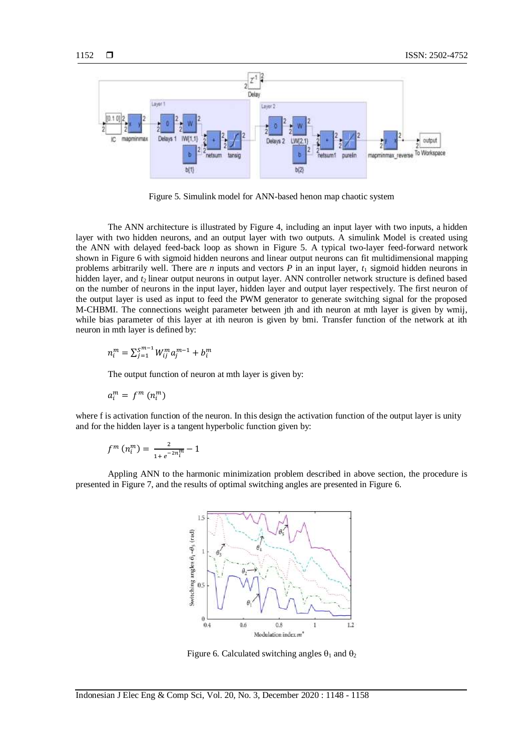Figure 5. Simulink model for ANN-based henon map chaotic system

The ANN architecture is illustrated by Figure 4, including an input layer with two inputs, a hidden layer with two hidden neurons, and an output layer with two outputs. A simulink Model is created using the ANN with delayed feed-back loop as shown in Figure 5. A typical two-layer feed-forward network shown in Figure 6 with sigmoid hidden neurons and linear output neurons can fit multidimensional mapping problems arbitrarily well. There are $n$ inputs and vectors $P$ in an input layer, $t_1$ sigmoid hidden neurons in hidden layer, and $t_2$ linear output neurons in output layer. ANN controller network structure is defined based on the number of neurons in the input layer, hidden layer and output layer respectively. The first neuron of the output layer is used as input to feed the PWM generator to generate switching signal for the proposed M-CHBMI. The connections weight parameter between jth and ith neuron at mth layer is given by wmij, while bias parameter of this layer at ith neuron is given by bmi. Transfer function of the network at ith neuron in mth layer is defined by:

$$n_i^m = \sum_{j=1}^{S^{m-1}} W_{ij}^m a_j^{m-1} + b_i^m$$

The output function of neuron at mth layer is given by:

$$a_i^m = f^m\,(n_i^m)$$

where f is activation function of the neuron. In this design the activation function of the output layer is unity and for the hidden layer is a tangent hyperbolic function given by:

$$f^m\,(n_i^m) = \frac{2}{1+e^{-2n_i^m}} - 1$$

Appling ANN to the harmonic minimization problem described in above section, the procedure is presented in Figure 7, and the results of optimal switching angles are presented in Figure 6.

Figure 6. Calculated switching angles $\theta_1$ and $\theta_2$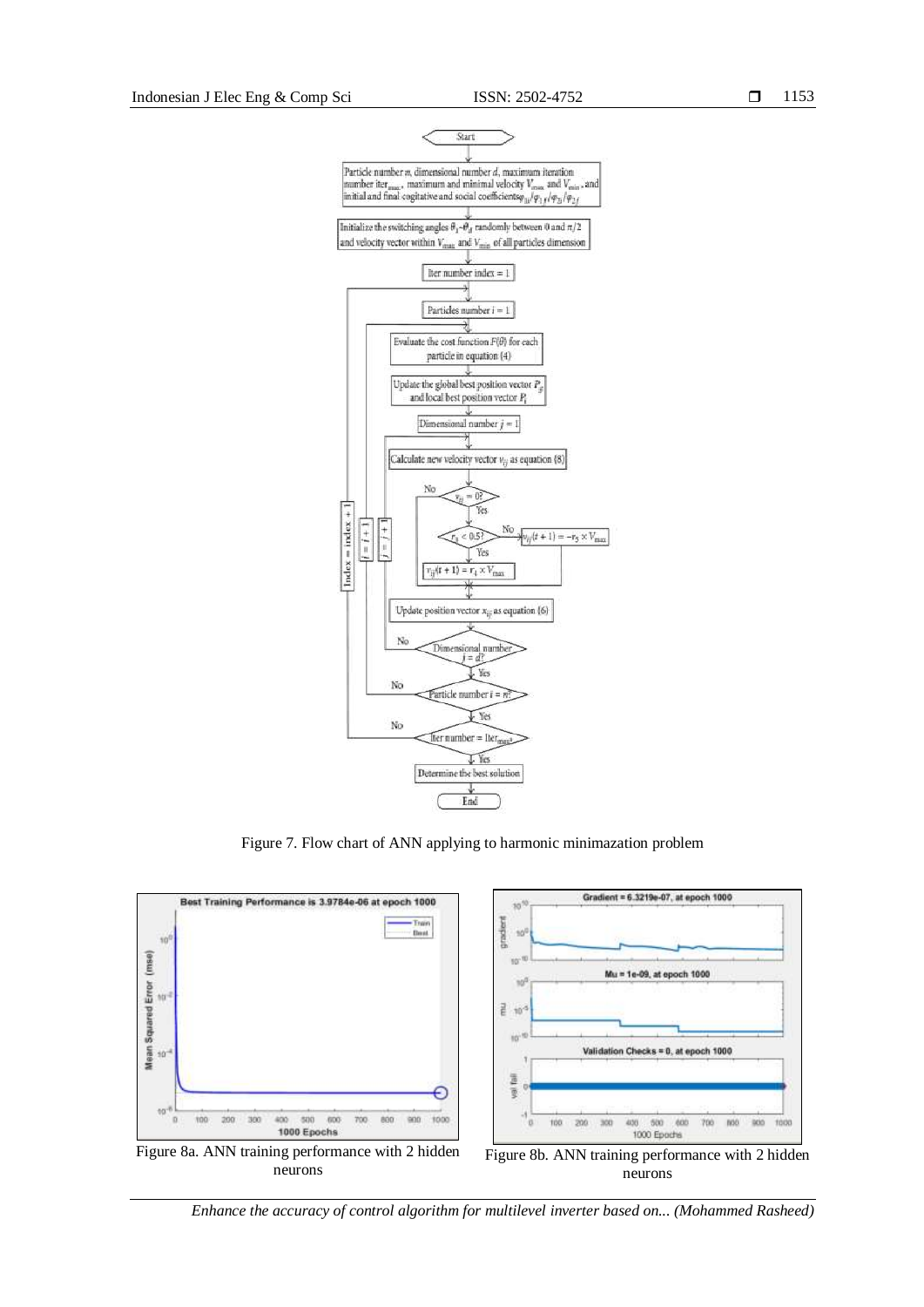Figure 7. Flow chart of ANN applying to harmonic minimazation problem

Figure 8a. ANN training performance with 2 hidden neurons

Figure 8b. ANN training performance with 2 hidden neurons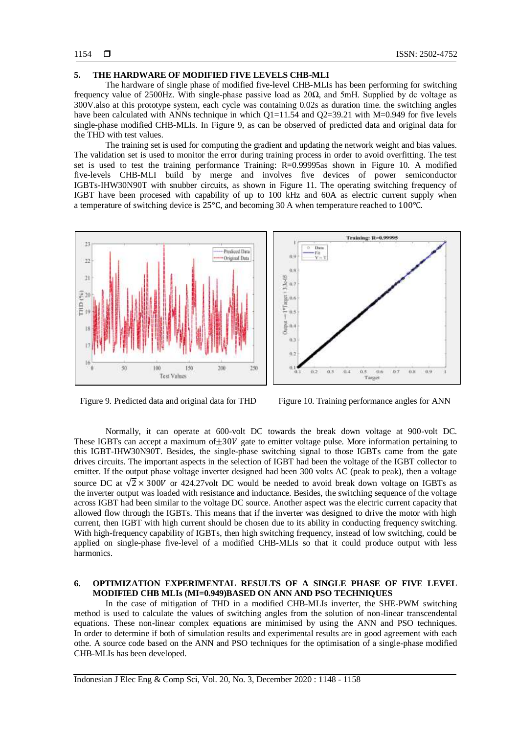## 5. THE HARDWARE OF MODIFIED FIVE LEVELS CHB-MLI

The hardware of single phase of modified five-level CHB-MLIs has been performing for switching frequency value of 2500Hz. With single-phase passive load as 20Ω, and 5mH. Supplied by dc voltage as 300V.also at this prototype system, each cycle was containing 0.02s as duration time. the switching angles have been calculated with ANNs technique in which Q1=11.54 and Q2=39.21 with M=0.949 for five levels single-phase modified CHB-MLIs. In Figure 9, as can be observed of predicted data and original data for the THD with test values.

The training set is used for computing the gradient and updating the network weight and bias values. The validation set is used to monitor the error during training process in order to avoid overfitting. The test set is used to test the training performance Training: R=0.99995as shown in Figure 10. A modified five-levels CHB-MLI build by merge and involves five devices of power semiconductor IGBTs-IHW30N90T with snubber circuits, as shown in Figure 11. The operating switching frequency of IGBT have been procesed with capability of up to 100 kHz and 60A as electric current supply when a temperature of switching device is 25℃, and becoming 30 A when temperature reached to 100℃.

Figure 9. Predicted data and original data for THD

Figure 10. Training performance angles for ANN

Normally, it can operate at 600-volt DC towards the break down voltage at 900-volt DC. These IGBTs can accept a maximum of$\pm 30V$ gate to emitter voltage pulse. More information pertaining to this IGBT-IHW30N90T. Besides, the single-phase switching signal to those IGBTs came from the gate drives circuits. The important aspects in the selection of IGBT had been the voltage of the IGBT collector to emitter. If the output phase voltage inverter designed had been 300 volts AC (peak to peak), then a voltage source DC at $\sqrt{2} \times 300V$ or 424.27volt DC would be needed to avoid break down voltage on IGBTs as the inverter output was loaded with resistance and inductance. Besides, the switching sequence of the voltage across IGBT had been similar to the voltage DC source. Another aspect was the electric current capacity that allowed flow through the IGBTs. This means that if the inverter was designed to drive the motor with high current, then IGBT with high current should be chosen due to its ability in conducting frequency switching. With high-frequency capability of IGBTs, then high switching frequency, instead of low switching, could be applied on single-phase five-level of a modified CHB-MLIs so that it could produce output with less harmonics.

## 6. OPTIMIZATION EXPERIMENTAL RESULTS OF A SINGLE PHASE OF FIVE LEVEL MODIFIED CHB MLIs (MI=0.949)BASED ON ANN AND PSO TECHNIQUES

In the case of mitigation of THD in a modified CHB-MLIs inverter, the SHE-PWM switching method is used to calculate the values of switching angles from the solution of non-linear transcendental equations. These non-linear complex equations are minimised by using the ANN and PSO techniques. In order to determine if both of simulation results and experimental results are in good agreement with each othe. A source code based on the ANN and PSO techniques for the optimisation of a single-phase modified CHB-MLIs has been developed.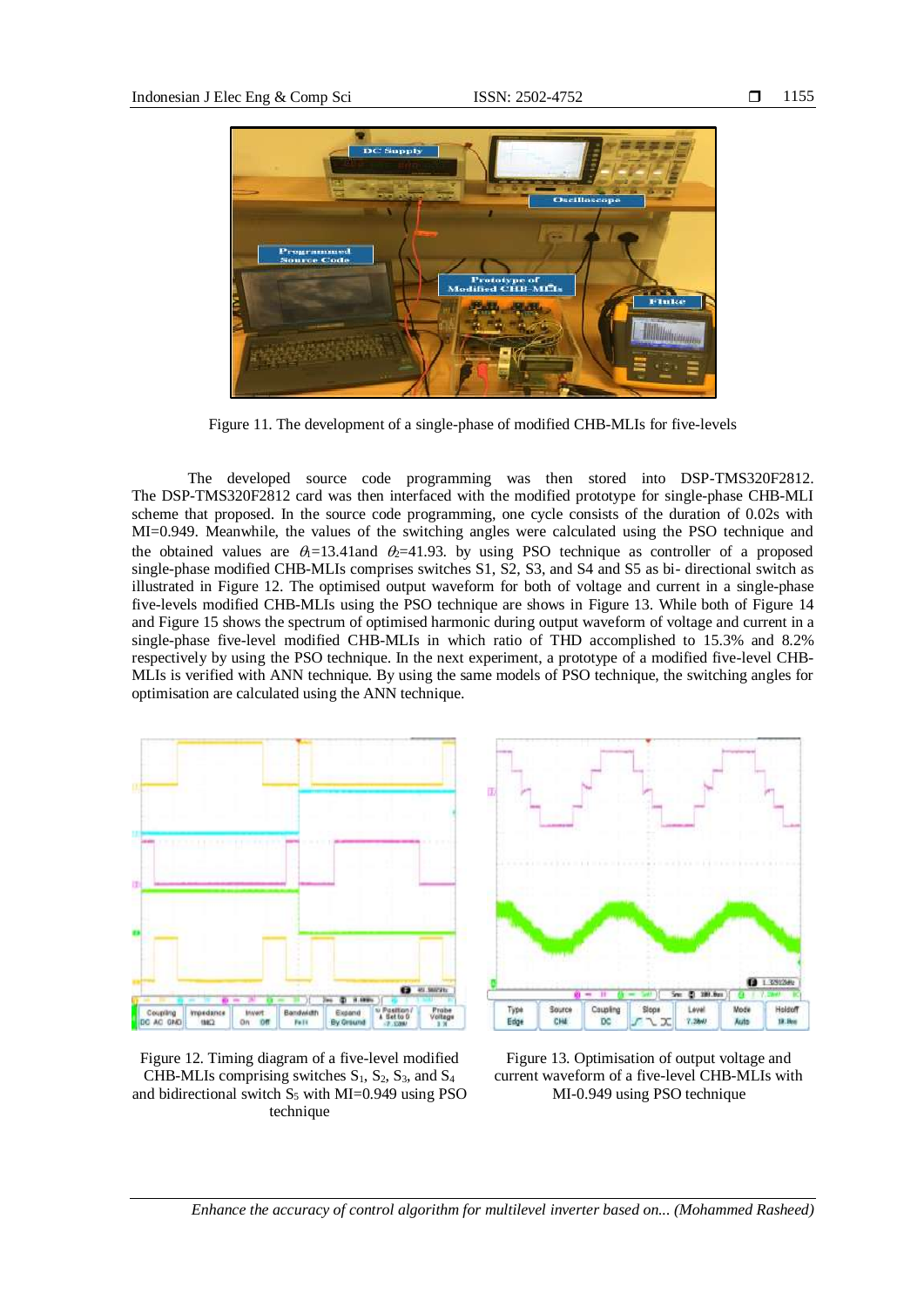Figure 11. The development of a single-phase of modified CHB-MLIs for five-levels

The developed source code programming was then stored into DSP-TMS320F2812. The DSP-TMS320F2812 card was then interfaced with the modified prototype for single-phase CHB-MLI scheme that proposed. In the source code programming, one cycle consists of the duration of 0.02s with MI=0.949. Meanwhile, the values of the switching angles were calculated using the PSO technique and the obtained values are $\theta_1$=13.41and $\theta_2$=41.93. by using PSO technique as controller of a proposed single-phase modified CHB-MLIs comprises switches S1, S2, S3, and S4 and S5 as bi- directional switch as illustrated in Figure 12. The optimised output waveform for both of voltage and current in a single-phase five-levels modified CHB-MLIs using the PSO technique are shows in Figure 13. While both of Figure 14 and Figure 15 shows the spectrum of optimised harmonic during output waveform of voltage and current in a single-phase five-level modified CHB-MLIs in which ratio of THD accomplished to 15.3% and 8.2% respectively by using the PSO technique. In the next experiment, a prototype of a modified five-level CHB-MLIs is verified with ANN technique. By using the same models of PSO technique, the switching angles for optimisation are calculated using the ANN technique.

Figure 12. Timing diagram of a five-level modified CHB-MLIs comprising switches $S_1$, $S_2$, $S_3$, and $S_4$ and bidirectional switch $S_5$ with MI=0.949 using PSO technique

Figure 13. Optimisation of output voltage and current waveform of a five-level CHB-MLIs with MI-0.949 using PSO technique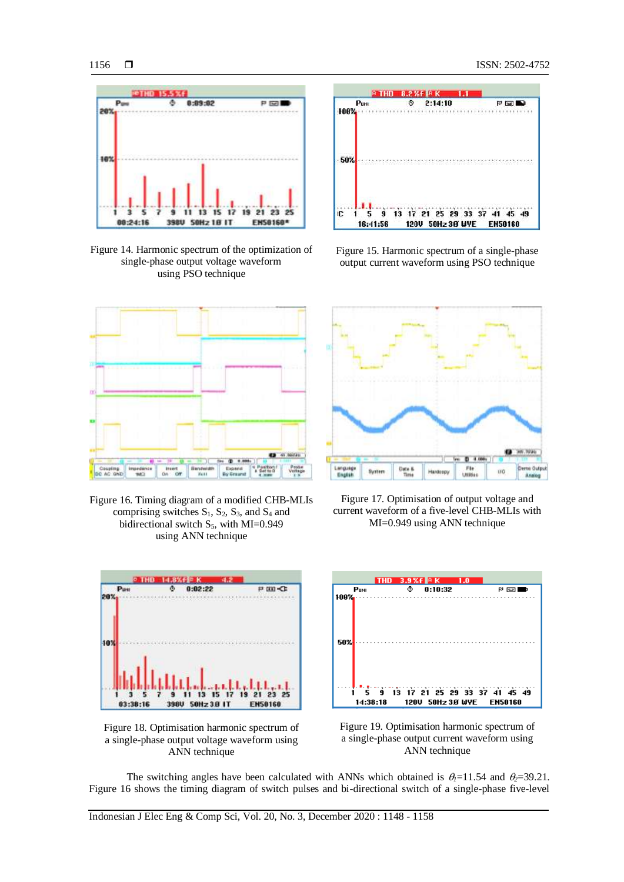Figure 14. Harmonic spectrum of the optimization of single-phase output voltage waveform using PSO technique

Figure 15. Harmonic spectrum of a single-phase output current waveform using PSO technique

Figure 16. Timing diagram of a modified CHB-MLIs comprising switches $S_1$, $S_2$, $S_3$, and $S_4$ and bidirectional switch $S_5$, with MI=0.949 using ANN technique

Figure 17. Optimisation of output voltage and current waveform of a five-level CHB-MLIs with MI=0.949 using ANN technique

Figure 18. Optimisation harmonic spectrum of a single-phase output voltage waveform using ANN technique

Figure 19. Optimisation harmonic spectrum of a single-phase output current waveform using ANN technique

The switching angles have been calculated with ANNs which obtained is $\theta_1$=11.54 and $\theta_2$=39.21. Figure 16 shows the timing diagram of switch pulses and bi-directional switch of a single-phase five-level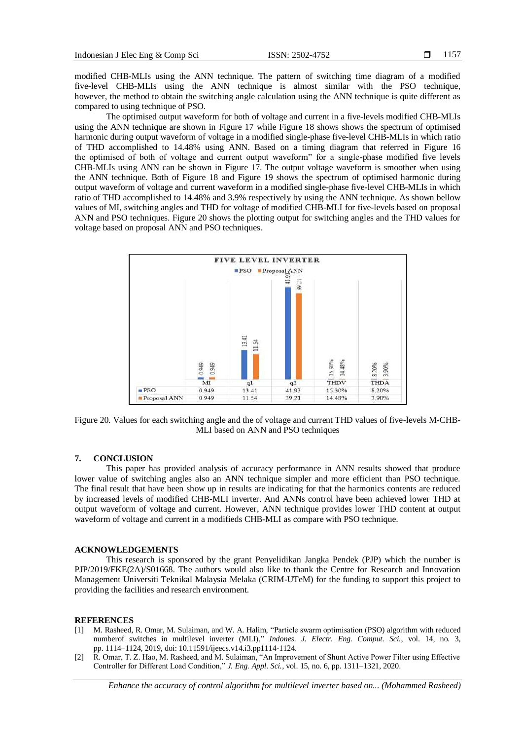modified CHB-MLIs using the ANN technique. The pattern of switching time diagram of a modified five-level CHB-MLIs using the ANN technique is almost similar with the PSO technique, however, the method to obtain the switching angle calculation using the ANN technique is quite different as compared to using technique of PSO.

The optimised output waveform for both of voltage and current in a five-levels modified CHB-MLIs using the ANN technique are shown in Figure 17 while Figure 18 shows shows the spectrum of optimised harmonic during output waveform of voltage in a modified single-phase five-level CHB-MLIs in which ratio of THD accomplished to 14.48% using ANN. Based on a timing diagram that referred in Figure 16 the optimised of both of voltage and current output waveform" for a single-phase modified five levels CHB-MLIs using ANN can be shown in Figure 17. The output voltage waveform is smoother when using the ANN technique. Both of Figure 18 and Figure 19 shows the spectrum of optimised harmonic during output waveform of voltage and current waveform in a modified single-phase five-level CHB-MLIs in which ratio of THD accomplished to 14.48% and 3.9% respectively by using the ANN technique. As shown bellow values of MI, switching angles and THD for voltage of modified CHB-MLI for five-levels based on proposal ANN and PSO techniques. Figure 20 shows the plotting output for switching angles and the THD values for voltage based on proposal ANN and PSO techniques.

FIVE LEVEL INVERTER

| | MI | q1 | q2 | THDV | THDA |
|---|---|---|---|---|---|
| PSO | 0.949 | 13.41 | 41.93 | 15.30% | 8.20% |
| Proposal ANN | 0.949 | 11.54 | 39.21 | 14.48% | 3.90% |

Figure 20. Values for each switching angle and the of voltage and current THD values of five-levels M-CHB-MLI based on ANN and PSO techniques

## 7. CONCLUSION

This paper has provided analysis of accuracy performance in ANN results showed that produce lower value of switching angles also an ANN technique simpler and more efficient than PSO technique. The final result that have been show up in results are indicating for that the harmonics contents are reduced by increased levels of modified CHB-MLI inverter. And ANNs control have been achieved lower THD at output waveform of voltage and current. However, ANN technique provides lower THD content at output waveform of voltage and current in a modifieds CHB-MLI as compare with PSO technique.

## ACKNOWLEDGEMENTS

This research is sponsored by the grant Penyelidikan Jangka Pendek (PJP) which the number is PJP/2019/FKE(2A)/S01668. The authors would also like to thank the Centre for Research and Innovation Management Universiti Teknikal Malaysia Melaka (CRIM-UTeM) for the funding to support this project to providing the facilities and research environment.

## REFERENCES

[1] M. Rasheed, R. Omar, M. Sulaiman, and W. A. Halim, "Particle swarm optimisation (PSO) algorithm with reduced numberof switches in multilevel inverter (MLI)," *Indones. J. Electr. Eng. Comput. Sci.*, vol. 14, no. 3, pp. 1114–1124, 2019, doi: 10.11591/ijeecs.v14.i3.pp1114-1124.

[2] R. Omar, T. Z. Hao, M. Rasheed, and M. Sulaiman, "An Improvement of Shunt Active Power Filter using Effective Controller for Different Load Condition," *J. Eng. Appl. Sci.*, vol. 15, no. 6, pp. 1311–1321, 2020.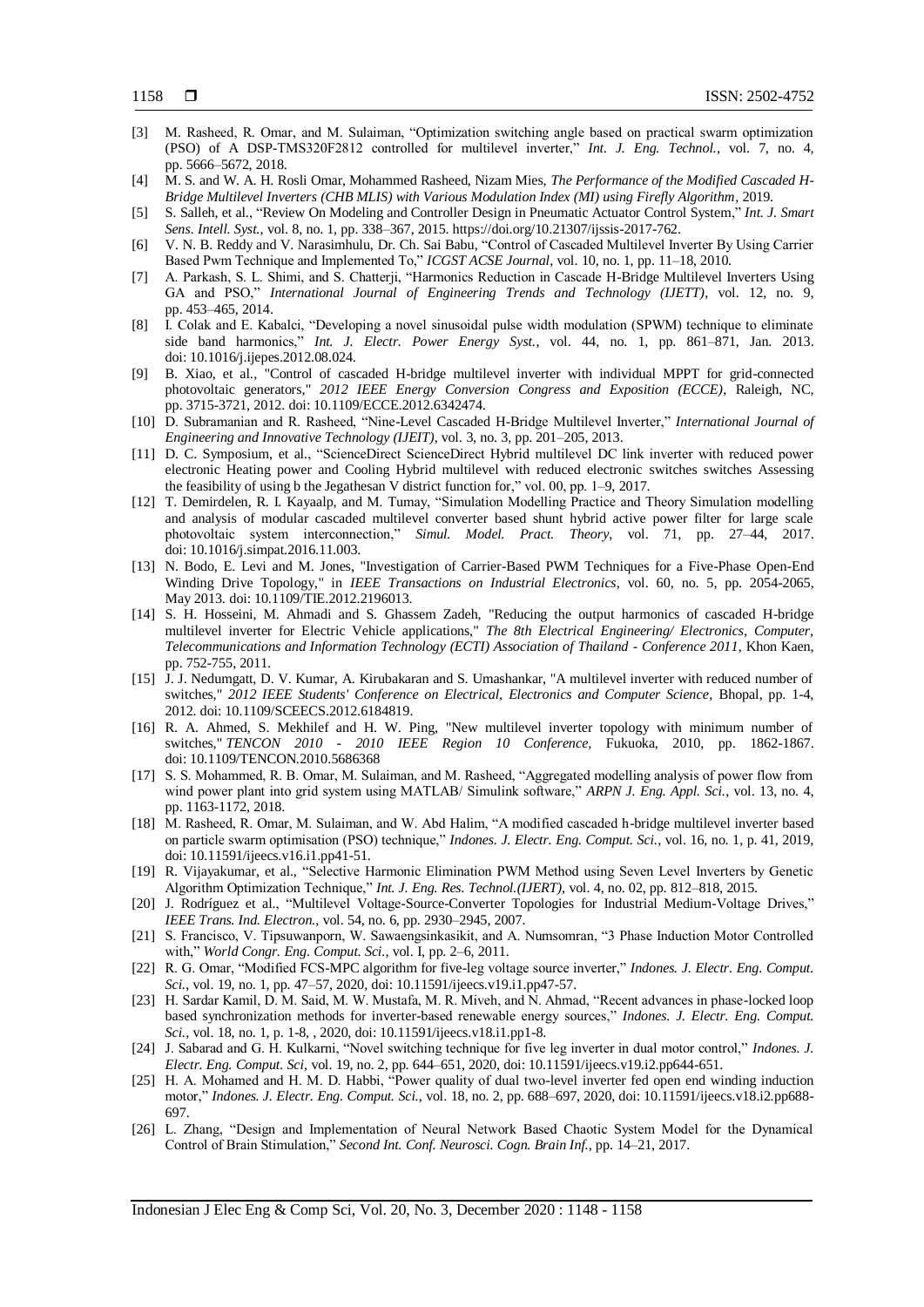[3] M. Rasheed, R. Omar, and M. Sulaiman, "Optimization switching angle based on practical swarm optimization (PSO) of A DSP-TMS320F2812 controlled for multilevel inverter," *Int. J. Eng. Technol.*, vol. 7, no. 4, pp. 5666–5672, 2018.

[4] M. S. and W. A. H. Rosli Omar, Mohammed Rasheed, Nizam Mies, *The Performance of the Modified Cascaded H-Bridge Multilevel Inverters (CHB MLIS) with Various Modulation Index (MI) using Firefly Algorithm*, 2019.

[5] S. Salleh, et al., "Review On Modeling and Controller Design in Pneumatic Actuator Control System," *Int. J. Smart Sens. Intell. Syst.*, vol. 8, no. 1, pp. 338–367, 2015. https://doi.org/10.21307/ijssis-2017-762.

[6] V. N. B. Reddy and V. Narasimhulu, Dr. Ch. Sai Babu, "Control of Cascaded Multilevel Inverter By Using Carrier Based Pwm Technique and Implemented To," *ICGST ACSE Journal*, vol. 10, no. 1, pp. 11–18, 2010.

[7] A. Parkash, S. L. Shimi, and S. Chatterji, "Harmonics Reduction in Cascade H-Bridge Multilevel Inverters Using GA and PSO," *International Journal of Engineering Trends and Technology (IJETT)*, vol. 12, no. 9, pp. 453–465, 2014.

[8] I. Colak and E. Kabalci, "Developing a novel sinusoidal pulse width modulation (SPWM) technique to eliminate side band harmonics," *Int. J. Electr. Power Energy Syst.*, vol. 44, no. 1, pp. 861–871, Jan. 2013. doi: 10.1016/j.ijepes.2012.08.024.

[9] B. Xiao, et al., "Control of cascaded H-bridge multilevel inverter with individual MPPT for grid-connected photovoltaic generators," *2012 IEEE Energy Conversion Congress and Exposition (ECCE)*, Raleigh, NC, pp. 3715-3721, 2012. doi: 10.1109/ECCE.2012.6342474.

[10] D. Subramanian and R. Rasheed, "Nine-Level Cascaded H-Bridge Multilevel Inverter," *International Journal of Engineering and Innovative Technology (IJEIT)*, vol. 3, no. 3, pp. 201–205, 2013.

[11] D. C. Symposium, et al., "ScienceDirect ScienceDirect Hybrid multilevel DC link inverter with reduced power electronic Heating power and Cooling Hybrid multilevel with reduced electronic switches switches Assessing the feasibility of using b the Jegathesan V district function for," vol. 00, pp. 1–9, 2017.

[12] T. Demirdelen, R. I. Kayaalp, and M. Tumay, "Simulation Modelling Practice and Theory Simulation modelling and analysis of modular cascaded multilevel converter based shunt hybrid active power filter for large scale photovoltaic system interconnection," *Simul. Model. Pract. Theory*, vol. 71, pp. 27–44, 2017. doi: 10.1016/j.simpat.2016.11.003.

[13] N. Bodo, E. Levi and M. Jones, "Investigation of Carrier-Based PWM Techniques for a Five-Phase Open-End Winding Drive Topology," in *IEEE Transactions on Industrial Electronics*, vol. 60, no. 5, pp. 2054-2065, May 2013. doi: 10.1109/TIE.2012.2196013.

[14] S. H. Hosseini, M. Ahmadi and S. Ghassem Zadeh, "Reducing the output harmonics of cascaded H-bridge multilevel inverter for Electric Vehicle applications," *The 8th Electrical Engineering/ Electronics, Computer, Telecommunications and Information Technology (ECTI) Association of Thailand - Conference 2011*, Khon Kaen, pp. 752-755, 2011.

[15] J. J. Nedumgatt, D. V. Kumar, A. Kirubakaran and S. Umashankar, "A multilevel inverter with reduced number of switches," *2012 IEEE Students' Conference on Electrical, Electronics and Computer Science*, Bhopal, pp. 1-4, 2012. doi: 10.1109/SCEECS.2012.6184819.

[16] R. A. Ahmed, S. Mekhilef and H. W. Ping, "New multilevel inverter topology with minimum number of switches," *TENCON 2010 - 2010 IEEE Region 10 Conference*, Fukuoka, 2010, pp. 1862-1867. doi: 10.1109/TENCON.2010.5686368

[17] S. S. Mohammed, R. B. Omar, M. Sulaiman, and M. Rasheed, "Aggregated modelling analysis of power flow from wind power plant into grid system using MATLAB/ Simulink software," *ARPN J. Eng. Appl. Sci.*, vol. 13, no. 4, pp. 1163-1172, 2018.

[18] M. Rasheed, R. Omar, M. Sulaiman, and W. Abd Halim, "A modified cascaded h-bridge multilevel inverter based on particle swarm optimisation (PSO) technique," *Indones. J. Electr. Eng. Comput. Sci.*, vol. 16, no. 1, p. 41, 2019, doi: 10.11591/ijeecs.v16.i1.pp41-51.

[19] R. Vijayakumar, et al., "Selective Harmonic Elimination PWM Method using Seven Level Inverters by Genetic Algorithm Optimization Technique," *Int. J. Eng. Res. Technol.(IJERT)*, vol. 4, no. 02, pp. 812–818, 2015.

[20] J. Rodríguez et al., "Multilevel Voltage-Source-Converter Topologies for Industrial Medium-Voltage Drives," *IEEE Trans. Ind. Electron.*, vol. 54, no. 6, pp. 2930–2945, 2007.

[21] S. Francisco, V. Tipsuwanporn, W. Sawaengsinkasikit, and A. Numsomran, "3 Phase Induction Motor Controlled with," *World Congr. Eng. Comput. Sci.*, vol. I, pp. 2–6, 2011.

[22] R. G. Omar, "Modified FCS-MPC algorithm for five-leg voltage source inverter," *Indones. J. Electr. Eng. Comput. Sci.*, vol. 19, no. 1, pp. 47–57, 2020, doi: 10.11591/ijeecs.v19.i1.pp47-57.

[23] H. Sardar Kamil, D. M. Said, M. W. Mustafa, M. R. Miveh, and N. Ahmad, "Recent advances in phase-locked loop based synchronization methods for inverter-based renewable energy sources," *Indones. J. Electr. Eng. Comput. Sci.*, vol. 18, no. 1, p. 1-8, , 2020, doi: 10.11591/ijeecs.v18.i1.pp1-8.

[24] J. Sabarad and G. H. Kulkarni, "Novel switching technique for five leg inverter in dual motor control," *Indones. J. Electr. Eng. Comput. Sci*, vol. 19, no. 2, pp. 644–651, 2020, doi: 10.11591/ijeecs.v19.i2.pp644-651.

[25] H. A. Mohamed and H. M. D. Habbi, "Power quality of dual two-level inverter fed open end winding induction motor," *Indones. J. Electr. Eng. Comput. Sci.*, vol. 18, no. 2, pp. 688–697, 2020, doi: 10.11591/ijeecs.v18.i2.pp688-697.

[26] L. Zhang, "Design and Implementation of Neural Network Based Chaotic System Model for the Dynamical Control of Brain Stimulation," *Second Int. Conf. Neurosci. Cogn. Brain Inf.*, pp. 14–21, 2017.